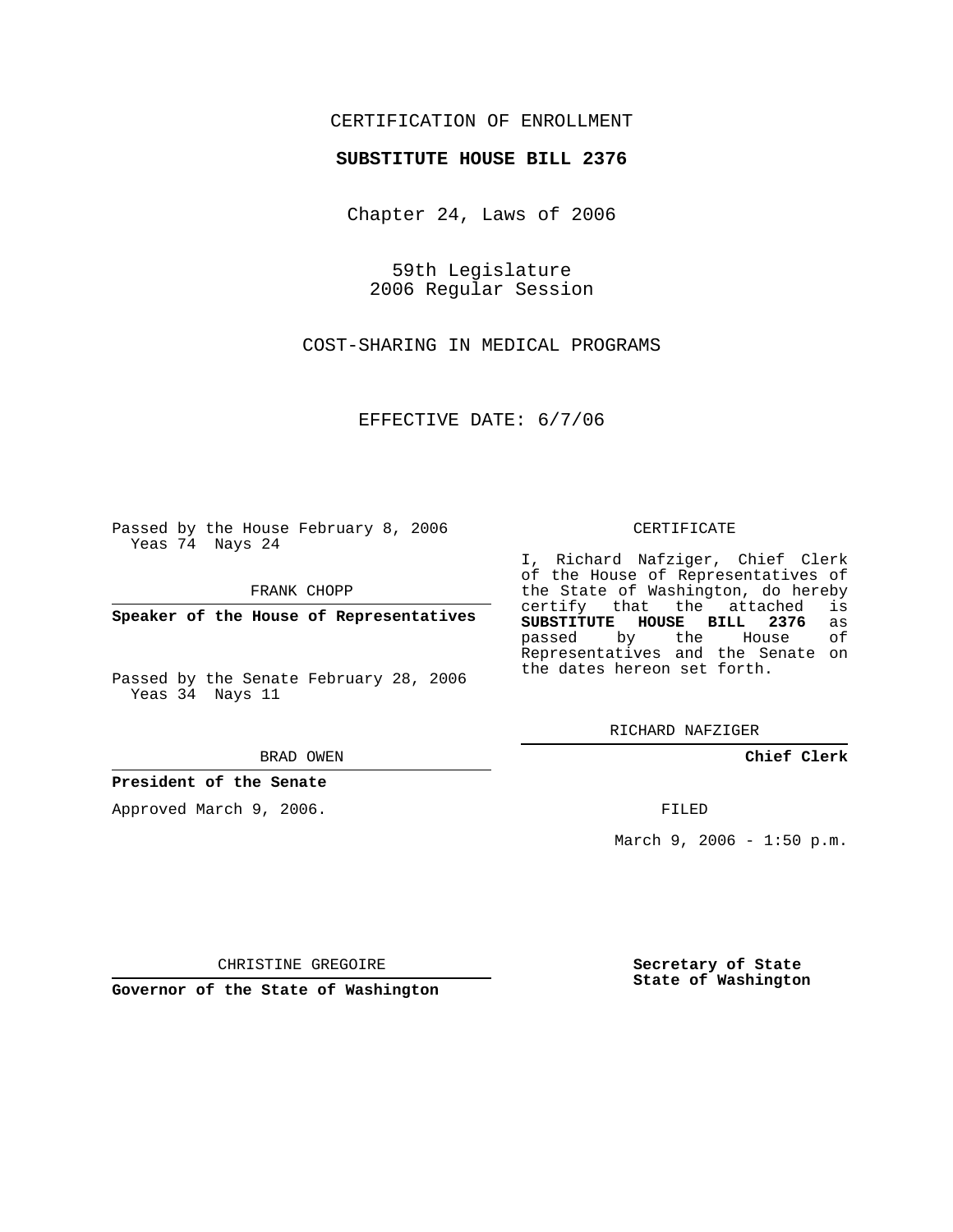CERTIFICATION OF ENROLLMENT

**SUBSTITUTE HOUSE BILL 2376**

Chapter 24, Laws of 2006

59th Legislature
2006 Regular Session

COST-SHARING IN MEDICAL PROGRAMS

EFFECTIVE DATE: 6/7/06

Passed by the House February 8, 2006
Yeas 74 Nays 24

FRANK CHOPP

**Speaker of the House of Representatives**

Passed by the Senate February 28, 2006
Yeas 34 Nays 11

BRAD OWEN

**President of the Senate**

CERTIFICATE

I, Richard Nafziger, Chief Clerk of the House of Representatives of the State of Washington, do hereby certify that the attached is **SUBSTITUTE HOUSE BILL 2376** as passed by the House of Representatives and the Senate on the dates hereon set forth.

RICHARD NAFZIGER

**Chief Clerk**

Approved March 9, 2006.

FILED

March 9, 2006 - 1:50 p.m.

CHRISTINE GREGOIRE

**Governor of the State of Washington**

**Secretary of State**
**State of Washington**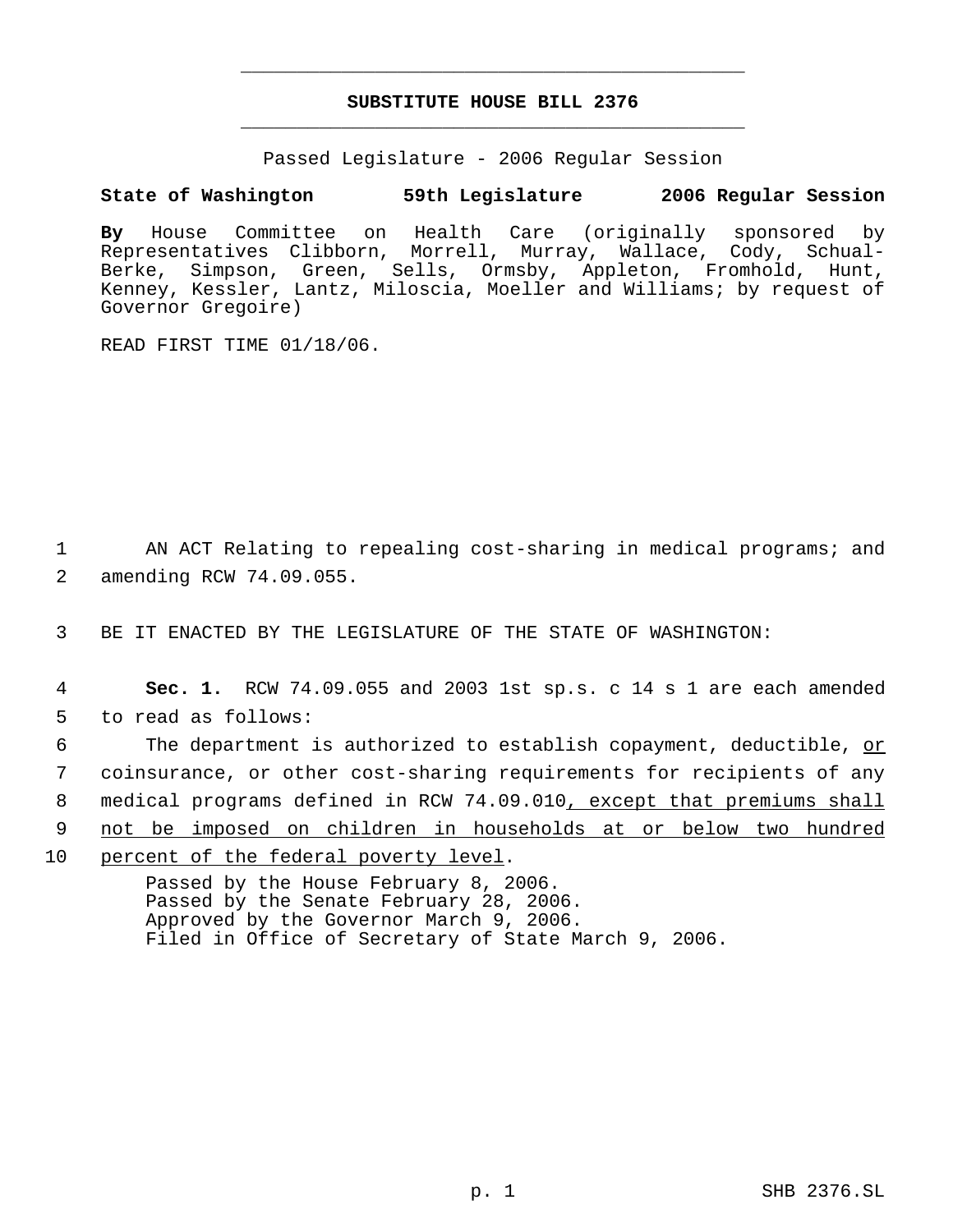# SUBSTITUTE HOUSE BILL 2376

Passed Legislature - 2006 Regular Session

**State of Washington 59th Legislature 2006 Regular Session**

**By** House Committee on Health Care (originally sponsored by Representatives Clibborn, Morrell, Murray, Wallace, Cody, Schual-Berke, Simpson, Green, Sells, Ormsby, Appleton, Fromhold, Hunt, Kenney, Kessler, Lantz, Miloscia, Moeller and Williams; by request of Governor Gregoire)

READ FIRST TIME 01/18/06.

AN ACT Relating to repealing cost-sharing in medical programs; and amending RCW 74.09.055.

BE IT ENACTED BY THE LEGISLATURE OF THE STATE OF WASHINGTON:

**Sec. 1.** RCW 74.09.055 and 2003 1st sp.s. c 14 s 1 are each amended to read as follows:

The department is authorized to establish copayment, deductible, or coinsurance, or other cost-sharing requirements for recipients of any medical programs defined in RCW 74.09.010, except that premiums shall not be imposed on children in households at or below two hundred percent of the federal poverty level.

Passed by the House February 8, 2006.
Passed by the Senate February 28, 2006.
Approved by the Governor March 9, 2006.
Filed in Office of Secretary of State March 9, 2006.